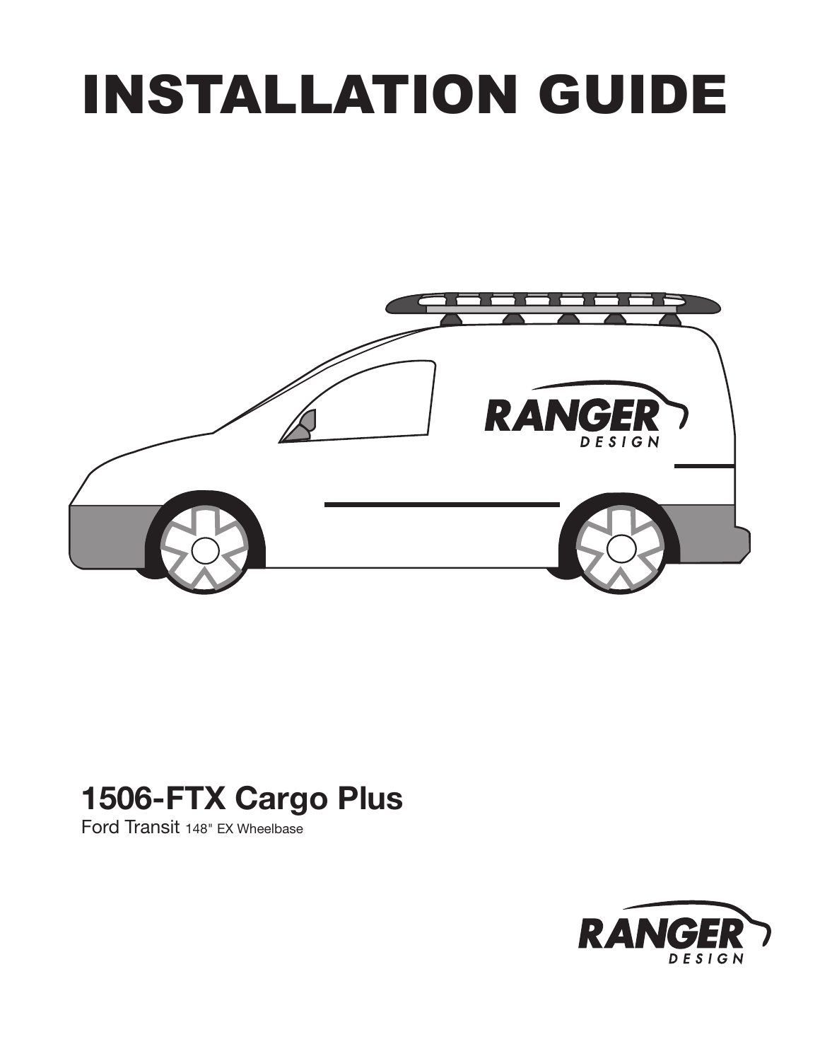# INSTALLATION GUIDE

## 1506-FTX Cargo Plus

Ford Transit 148" EX Wheelbase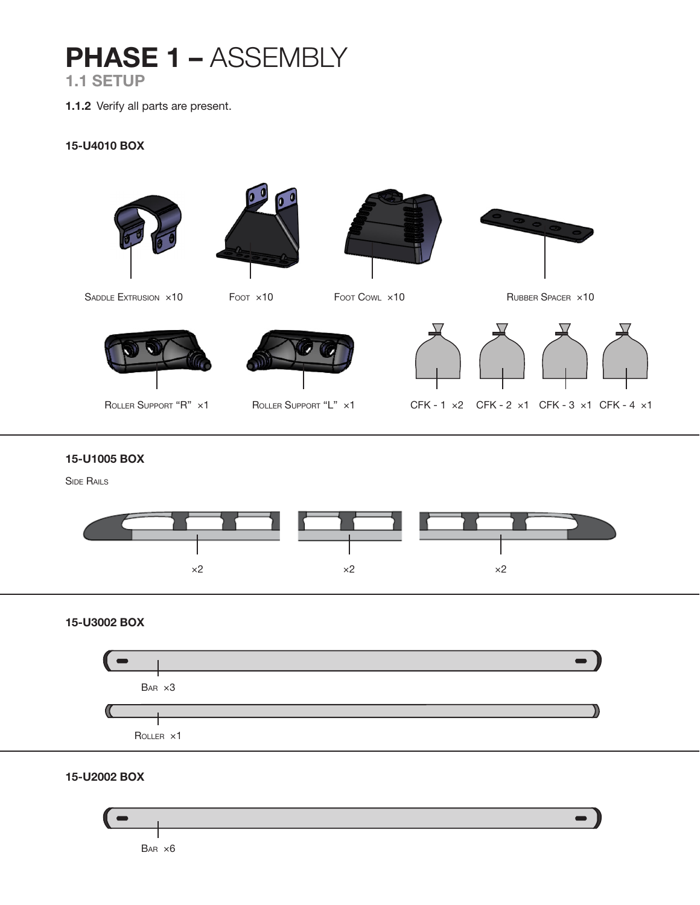# PHASE 1 – ASSEMBLY

## 1.1 SETUP

**1.1.2** Verify all parts are present.

### 15-U4010 BOX

Saddle Extrusion ×10

Foot ×10

Foot Cowl ×10

Rubber Spacer ×10

Roller Support "R" ×1

Roller Support "L" ×1

CFK - 1 ×2

CFK - 2 ×1

CFK - 3 ×1

CFK - 4 ×1

### 15-U1005 BOX

Side Rails

×2

×2

×2

### 15-U3002 BOX

Bar ×3

Roller ×1

### 15-U2002 BOX

Bar ×6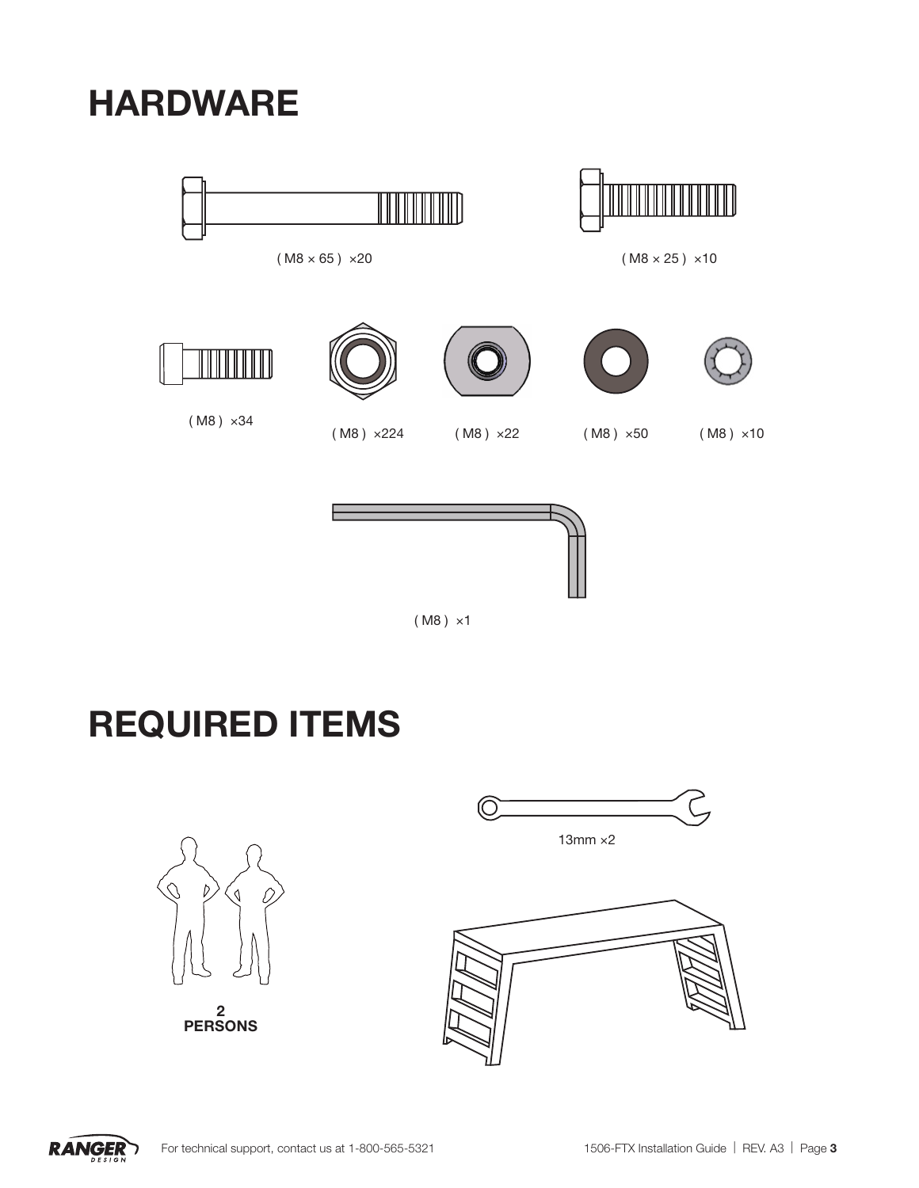# HARDWARE

( M8 × 65 ) ×20

( M8 × 25 ) ×10

( M8 ) ×34

( M8 ) ×224

( M8 ) ×22

( M8 ) ×50

( M8 ) ×10

( M8 ) ×1

# REQUIRED ITEMS

2 PERSONS

13mm ×2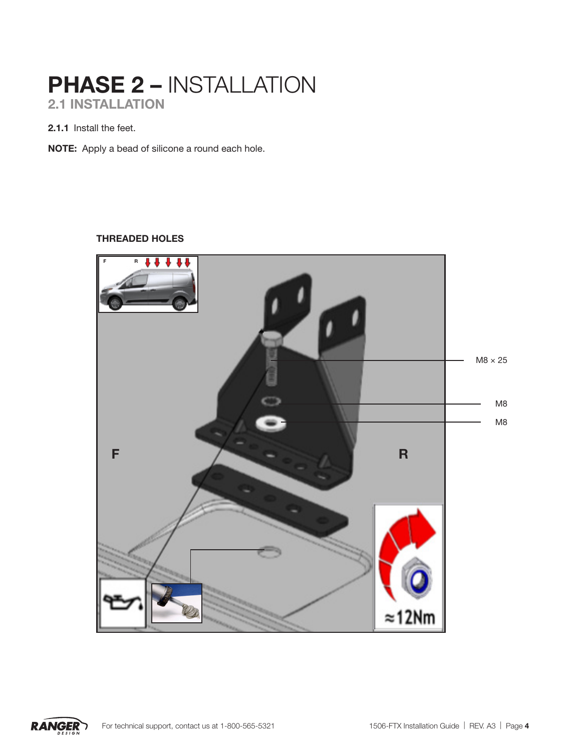# PHASE 2 – INSTALLATION

## 2.1 INSTALLATION

**2.1.1** Install the feet.

**NOTE:** Apply a bead of silicone a round each hole.

**THREADED HOLES**

F

R

M8 × 25

M8

M8

≈12Nm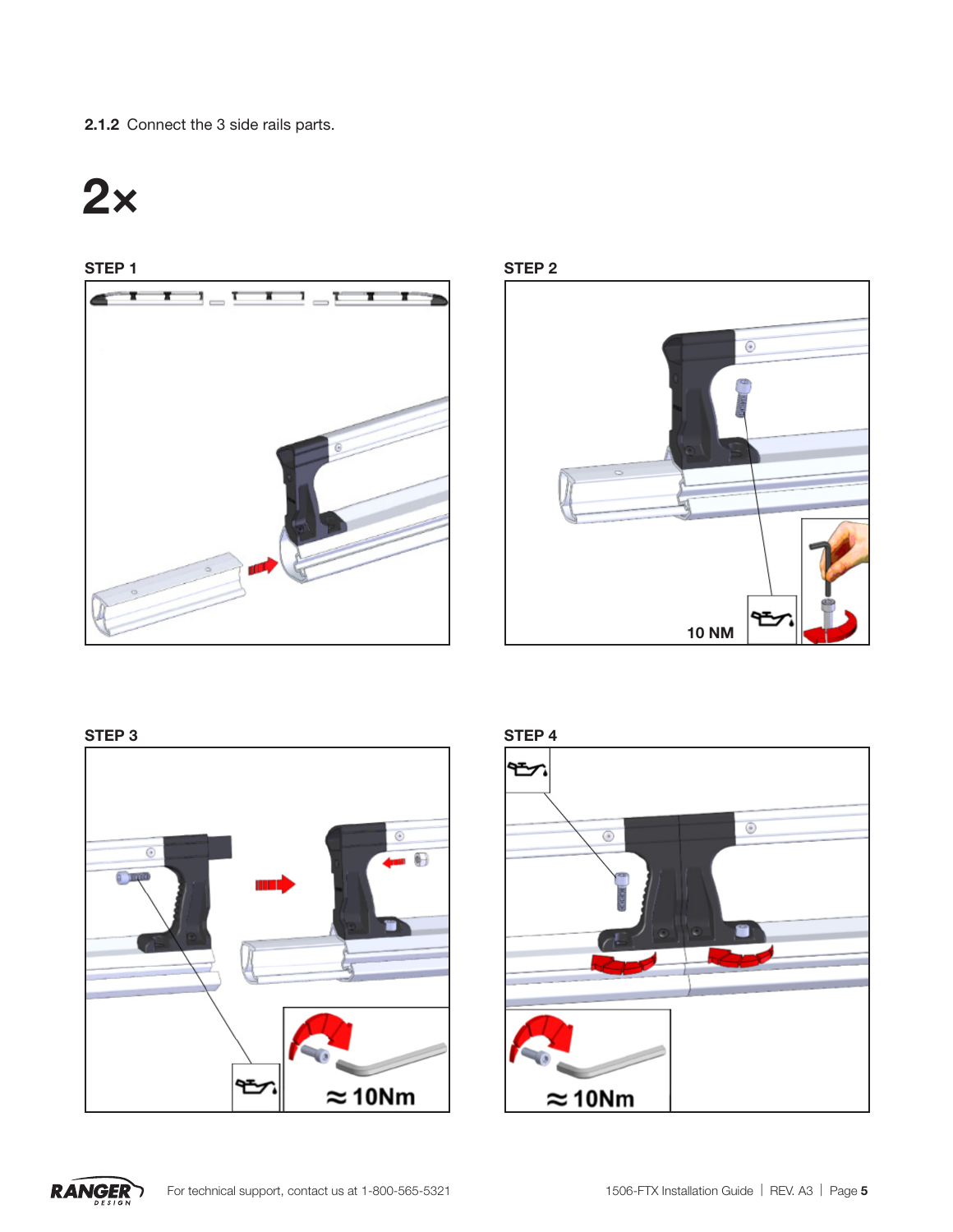**2.1.2** Connect the 3 side rails parts.

# 2×

**STEP 1**

**STEP 2**

10 NM

**STEP 3**

≈ 10Nm

**STEP 4**

≈ 10Nm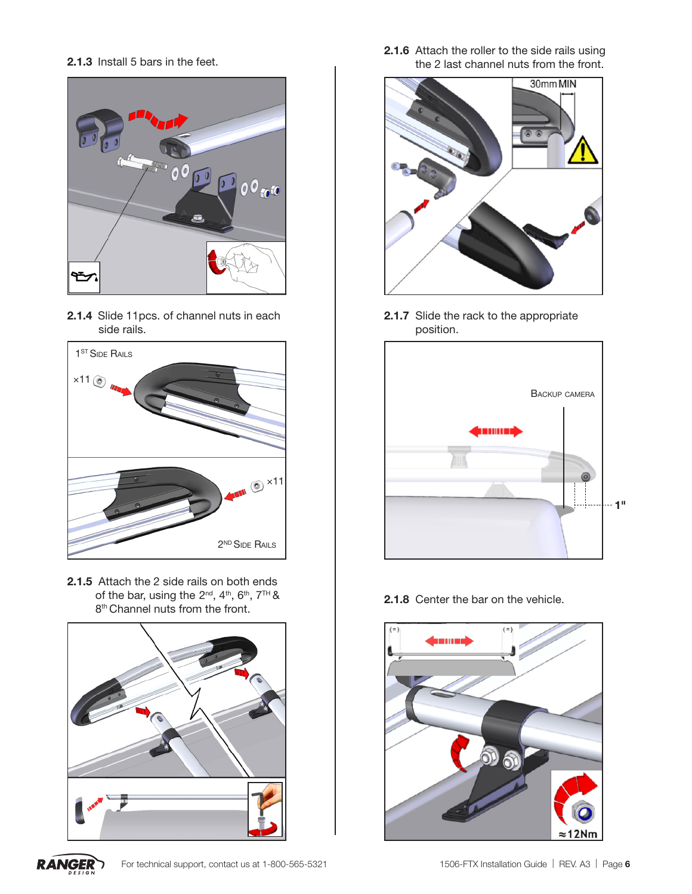**2.1.3** Install 5 bars in the feet.

**2.1.4** Slide 11pcs. of channel nuts in each side rails.

1ST SIDE RAILS

×11

×11

2ND SIDE RAILS

**2.1.5** Attach the 2 side rails on both ends of the bar, using the 2nd, 4th, 6th, 7TH & 8th Channel nuts from the front.

**2.1.6** Attach the roller to the side rails using the 2 last channel nuts from the front.

30mm MIN

**2.1.7** Slide the rack to the appropriate position.

BACKUP CAMERA

1"

**2.1.8** Center the bar on the vehicle.

(=) (=)

≈12Nm

For technical support, contact us at 1-800-565-5321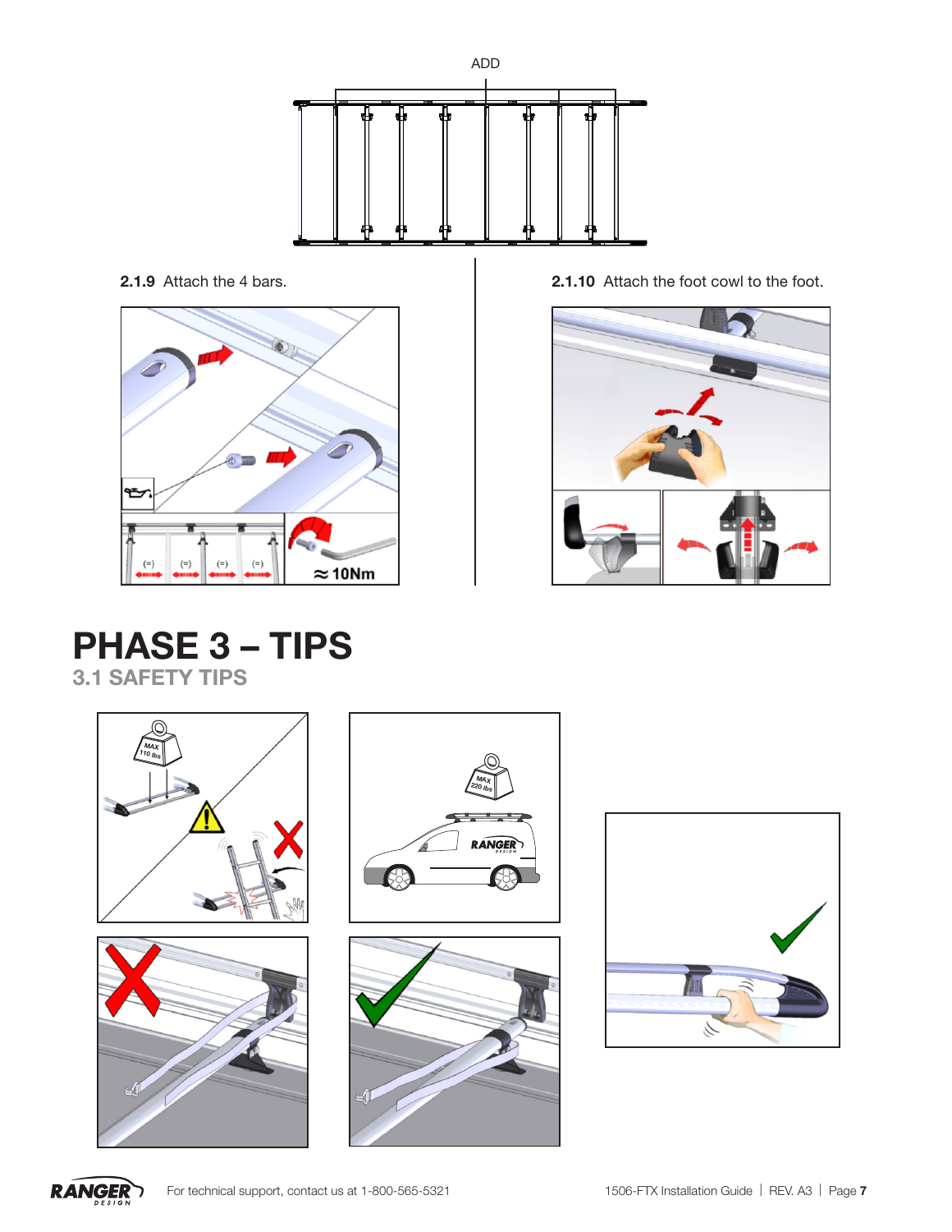ADD

**2.1.9** Attach the 4 bars.

≈ 10Nm

**2.1.10** Attach the foot cowl to the foot.

# PHASE 3 – TIPS

## 3.1 SAFETY TIPS

MAX 110 lbs

MAX 220 lbs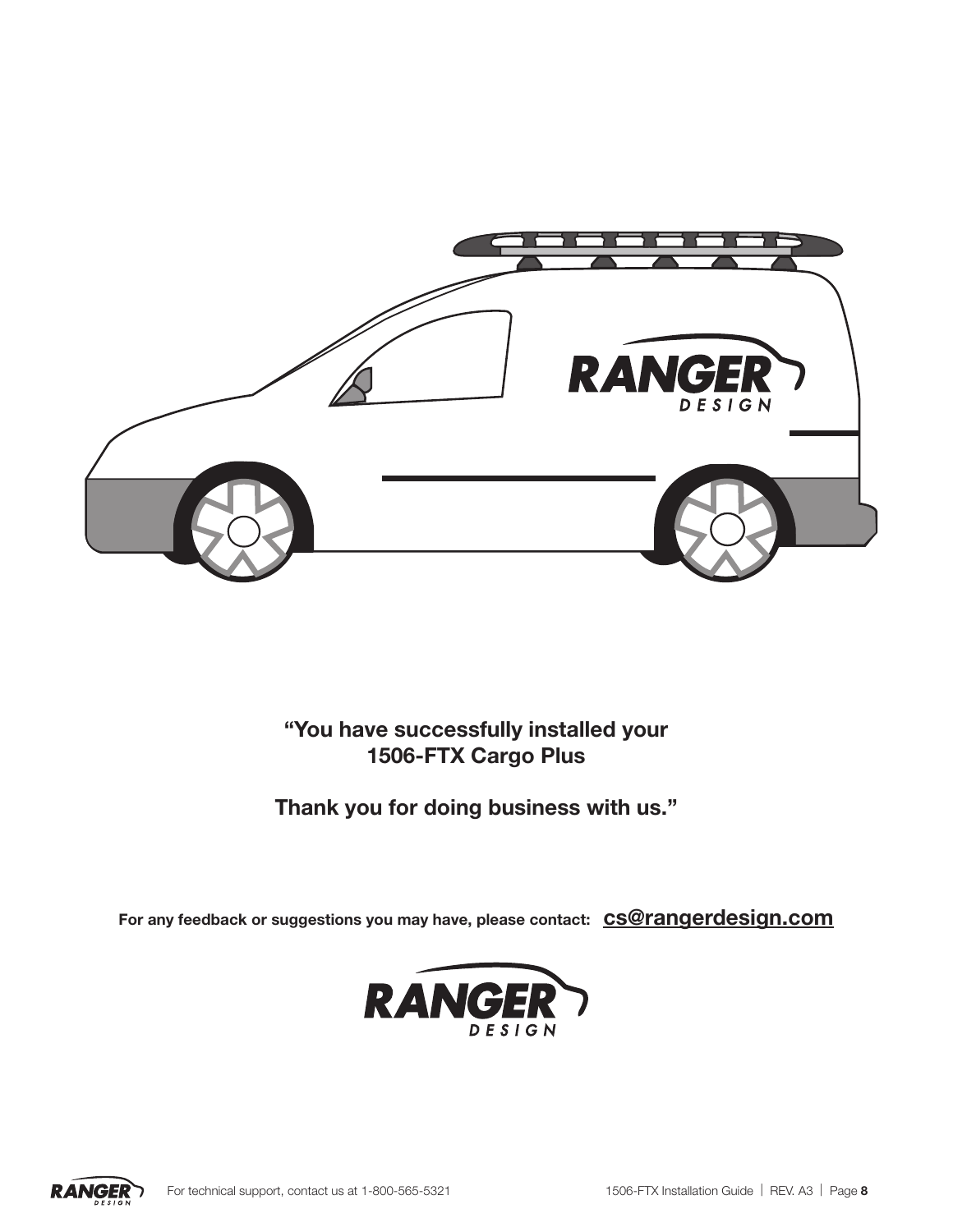**"You have successfully installed your 1506-FTX Cargo Plus**

**Thank you for doing business with us."**

**For any feedback or suggestions you may have, please contact:** **cs@rangerdesign.com**